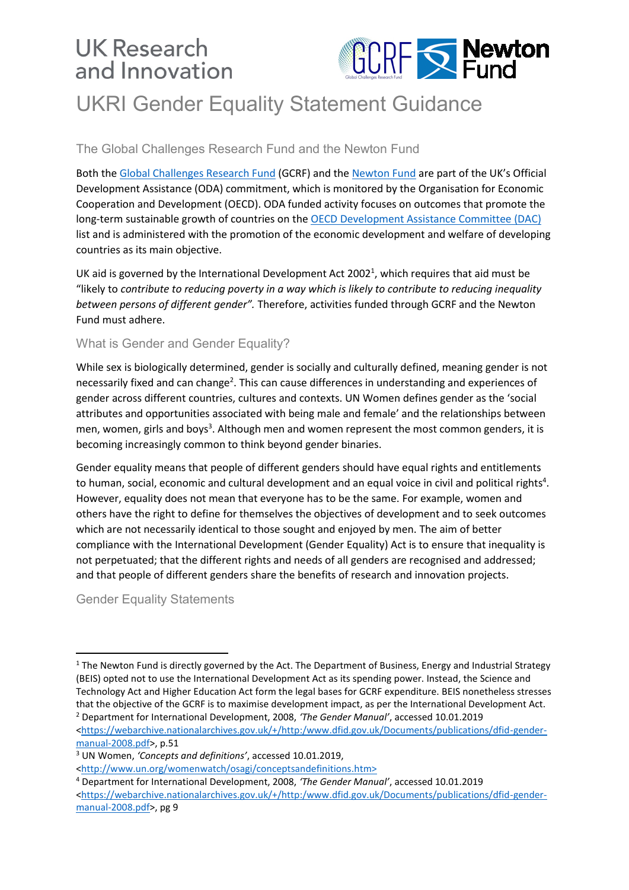UK Research and Innovation

# UKRI Gender Equality Statement Guidance

## The Global Challenges Research Fund and the Newton Fund

Both the Global Challenges Research Fund (GCRF) and the Newton Fund are part of the UK's Official Development Assistance (ODA) commitment, which is monitored by the Organisation for Economic Cooperation and Development (OECD). ODA funded activity focuses on outcomes that promote the long-term sustainable growth of countries on the OECD Development Assistance Committee (DAC) list and is administered with the promotion of the economic development and welfare of developing countries as its main objective.

UK aid is governed by the International Development Act 2002[1], which requires that aid must be "likely to *contribute to reducing poverty in a way which is likely to contribute to reducing inequality between persons of different gender".* Therefore, activities funded through GCRF and the Newton Fund must adhere.

## What is Gender and Gender Equality?

While sex is biologically determined, gender is socially and culturally defined, meaning gender is not necessarily fixed and can change[2]. This can cause differences in understanding and experiences of gender across different countries, cultures and contexts. UN Women defines gender as the 'social attributes and opportunities associated with being male and female' and the relationships between men, women, girls and boys[3]. Although men and women represent the most common genders, it is becoming increasingly common to think beyond gender binaries.

Gender equality means that people of different genders should have equal rights and entitlements to human, social, economic and cultural development and an equal voice in civil and political rights[4]. However, equality does not mean that everyone has to be the same. For example, women and others have the right to define for themselves the objectives of development and to seek outcomes which are not necessarily identical to those sought and enjoyed by men. The aim of better compliance with the International Development (Gender Equality) Act is to ensure that inequality is not perpetuated; that the different rights and needs of all genders are recognised and addressed; and that people of different genders share the benefits of research and innovation projects.

## Gender Equality Statements

---

[1] The Newton Fund is directly governed by the Act. The Department of Business, Energy and Industrial Strategy (BEIS) opted not to use the International Development Act as its spending power. Instead, the Science and Technology Act and Higher Education Act form the legal bases for GCRF expenditure. BEIS nonetheless stresses that the objective of the GCRF is to maximise development impact, as per the International Development Act.

[2] Department for International Development, 2008, *'The Gender Manual'*, accessed 10.01.2019 <https://webarchive.nationalarchives.gov.uk/+/http:/www.dfid.gov.uk/Documents/publications/dfid-gender-manual-2008.pdf>, p.51

[3] UN Women, *'Concepts and definitions'*, accessed 10.01.2019, <http://www.un.org/womenwatch/osagi/conceptsandefinitions.htm>

[4] Department for International Development, 2008, *'The Gender Manual'*, accessed 10.01.2019 <https://webarchive.nationalarchives.gov.uk/+/http:/www.dfid.gov.uk/Documents/publications/dfid-gender-manual-2008.pdf>, pg 9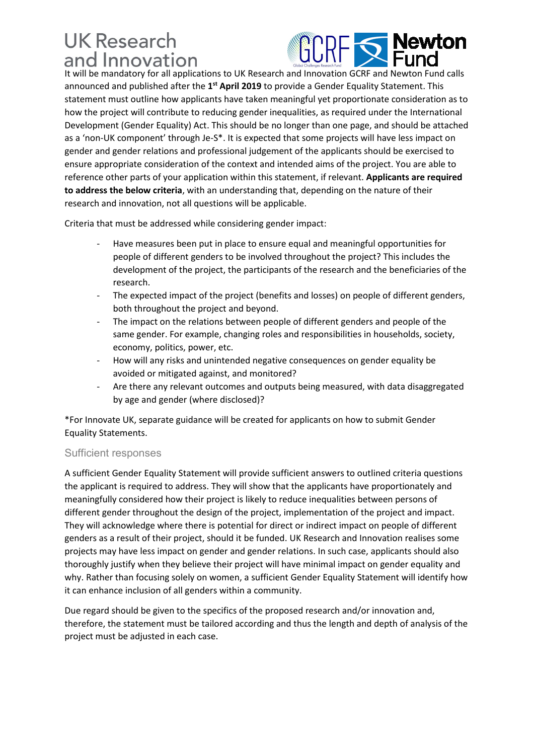It will be mandatory for all applications to UK Research and Innovation GCRF and Newton Fund calls announced and published after the **1st April 2019** to provide a Gender Equality Statement. This statement must outline how applicants have taken meaningful yet proportionate consideration as to how the project will contribute to reducing gender inequalities, as required under the International Development (Gender Equality) Act. This should be no longer than one page, and should be attached as a 'non-UK component' through Je-S*. It is expected that some projects will have less impact on gender and gender relations and professional judgement of the applicants should be exercised to ensure appropriate consideration of the context and intended aims of the project. You are able to reference other parts of your application within this statement, if relevant. **Applicants are required to address the below criteria**, with an understanding that, depending on the nature of their research and innovation, not all questions will be applicable.

Criteria that must be addressed while considering gender impact:

- Have measures been put in place to ensure equal and meaningful opportunities for people of different genders to be involved throughout the project? This includes the development of the project, the participants of the research and the beneficiaries of the research.
- The expected impact of the project (benefits and losses) on people of different genders, both throughout the project and beyond.
- The impact on the relations between people of different genders and people of the same gender. For example, changing roles and responsibilities in households, society, economy, politics, power, etc.
- How will any risks and unintended negative consequences on gender equality be avoided or mitigated against, and monitored?
- Are there any relevant outcomes and outputs being measured, with data disaggregated by age and gender (where disclosed)?

*For Innovate UK, separate guidance will be created for applicants on how to submit Gender Equality Statements.

## Sufficient responses

A sufficient Gender Equality Statement will provide sufficient answers to outlined criteria questions the applicant is required to address. They will show that the applicants have proportionately and meaningfully considered how their project is likely to reduce inequalities between persons of different gender throughout the design of the project, implementation of the project and impact. They will acknowledge where there is potential for direct or indirect impact on people of different genders as a result of their project, should it be funded. UK Research and Innovation realises some projects may have less impact on gender and gender relations. In such case, applicants should also thoroughly justify when they believe their project will have minimal impact on gender equality and why. Rather than focusing solely on women, a sufficient Gender Equality Statement will identify how it can enhance inclusion of all genders within a community.

Due regard should be given to the specifics of the proposed research and/or innovation and, therefore, the statement must be tailored according and thus the length and depth of analysis of the project must be adjusted in each case.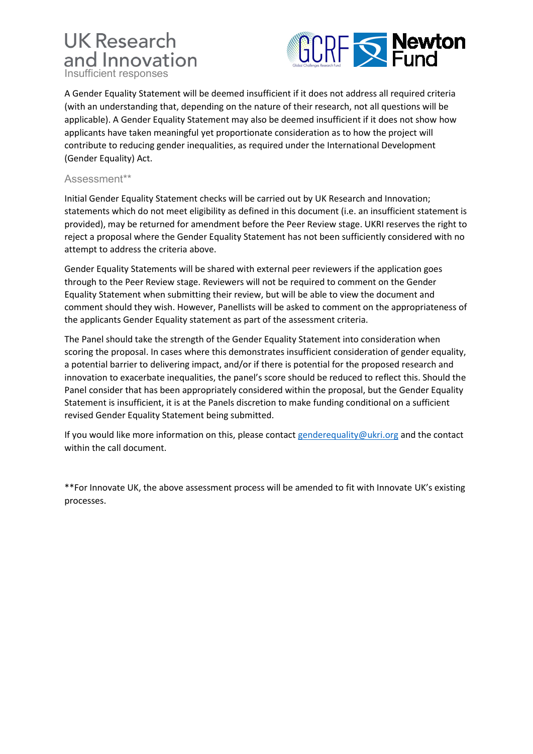## Insufficient responses

A Gender Equality Statement will be deemed insufficient if it does not address all required criteria (with an understanding that, depending on the nature of their research, not all questions will be applicable). A Gender Equality Statement may also be deemed insufficient if it does not show how applicants have taken meaningful yet proportionate consideration as to how the project will contribute to reducing gender inequalities, as required under the International Development (Gender Equality) Act.

## Assessment**

Initial Gender Equality Statement checks will be carried out by UK Research and Innovation; statements which do not meet eligibility as defined in this document (i.e. an insufficient statement is provided), may be returned for amendment before the Peer Review stage. UKRI reserves the right to reject a proposal where the Gender Equality Statement has not been sufficiently considered with no attempt to address the criteria above.

Gender Equality Statements will be shared with external peer reviewers if the application goes through to the Peer Review stage. Reviewers will not be required to comment on the Gender Equality Statement when submitting their review, but will be able to view the document and comment should they wish. However, Panellists will be asked to comment on the appropriateness of the applicants Gender Equality statement as part of the assessment criteria.

The Panel should take the strength of the Gender Equality Statement into consideration when scoring the proposal. In cases where this demonstrates insufficient consideration of gender equality, a potential barrier to delivering impact, and/or if there is potential for the proposed research and innovation to exacerbate inequalities, the panel's score should be reduced to reflect this. Should the Panel consider that has been appropriately considered within the proposal, but the Gender Equality Statement is insufficient, it is at the Panels discretion to make funding conditional on a sufficient revised Gender Equality Statement being submitted.

If you would like more information on this, please contact [genderequality@ukri.org](mailto:genderequality@ukri.org) and the contact within the call document.

**For Innovate UK, the above assessment process will be amended to fit with Innovate UK's existing processes.